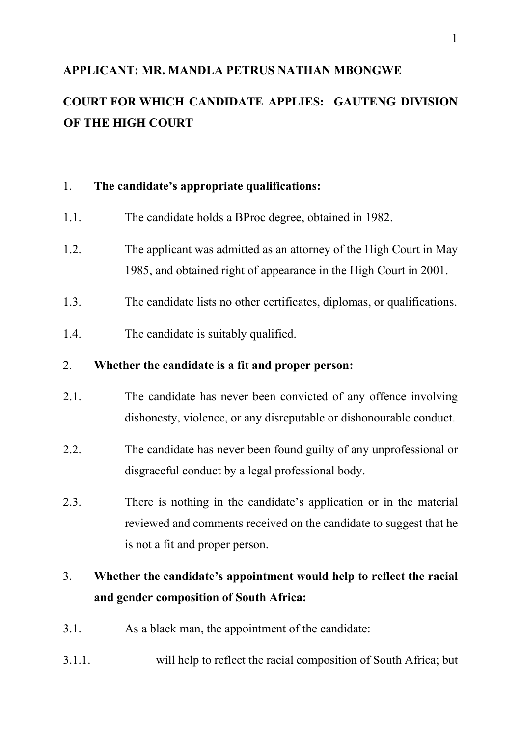**APPLICANT: MR. MANDLA PETRUS NATHAN MBONGWE**

**COURT FOR WHICH CANDIDATE APPLIES: GAUTENG DIVISION OF THE HIGH COURT**

1. **The candidate's appropriate qualifications:**

1.1. The candidate holds a BProc degree, obtained in 1982.

1.2. The applicant was admitted as an attorney of the High Court in May 1985, and obtained right of appearance in the High Court in 2001.

1.3. The candidate lists no other certificates, diplomas, or qualifications.

1.4. The candidate is suitably qualified.

2. **Whether the candidate is a fit and proper person:**

2.1. The candidate has never been convicted of any offence involving dishonesty, violence, or any disreputable or dishonourable conduct.

2.2. The candidate has never been found guilty of any unprofessional or disgraceful conduct by a legal professional body.

2.3. There is nothing in the candidate's application or in the material reviewed and comments received on the candidate to suggest that he is not a fit and proper person.

3. **Whether the candidate's appointment would help to reflect the racial and gender composition of South Africa:**

3.1. As a black man, the appointment of the candidate:

3.1.1. will help to reflect the racial composition of South Africa; but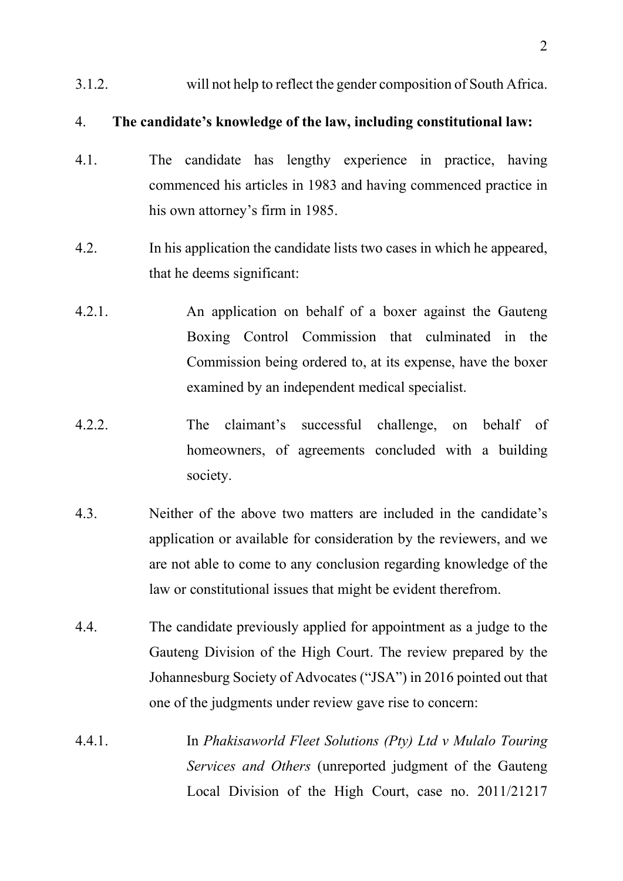3.1.2. will not help to reflect the gender composition of South Africa.

4. **The candidate's knowledge of the law, including constitutional law:**

4.1. The candidate has lengthy experience in practice, having commenced his articles in 1983 and having commenced practice in his own attorney's firm in 1985.

4.2. In his application the candidate lists two cases in which he appeared, that he deems significant:

4.2.1. An application on behalf of a boxer against the Gauteng Boxing Control Commission that culminated in the Commission being ordered to, at its expense, have the boxer examined by an independent medical specialist.

4.2.2. The claimant's successful challenge, on behalf of homeowners, of agreements concluded with a building society.

4.3. Neither of the above two matters are included in the candidate's application or available for consideration by the reviewers, and we are not able to come to any conclusion regarding knowledge of the law or constitutional issues that might be evident therefrom.

4.4. The candidate previously applied for appointment as a judge to the Gauteng Division of the High Court. The review prepared by the Johannesburg Society of Advocates ("JSA") in 2016 pointed out that one of the judgments under review gave rise to concern:

4.4.1. In *Phakisaworld Fleet Solutions (Pty) Ltd v Mulalo Touring Services and Others* (unreported judgment of the Gauteng Local Division of the High Court, case no. 2011/21217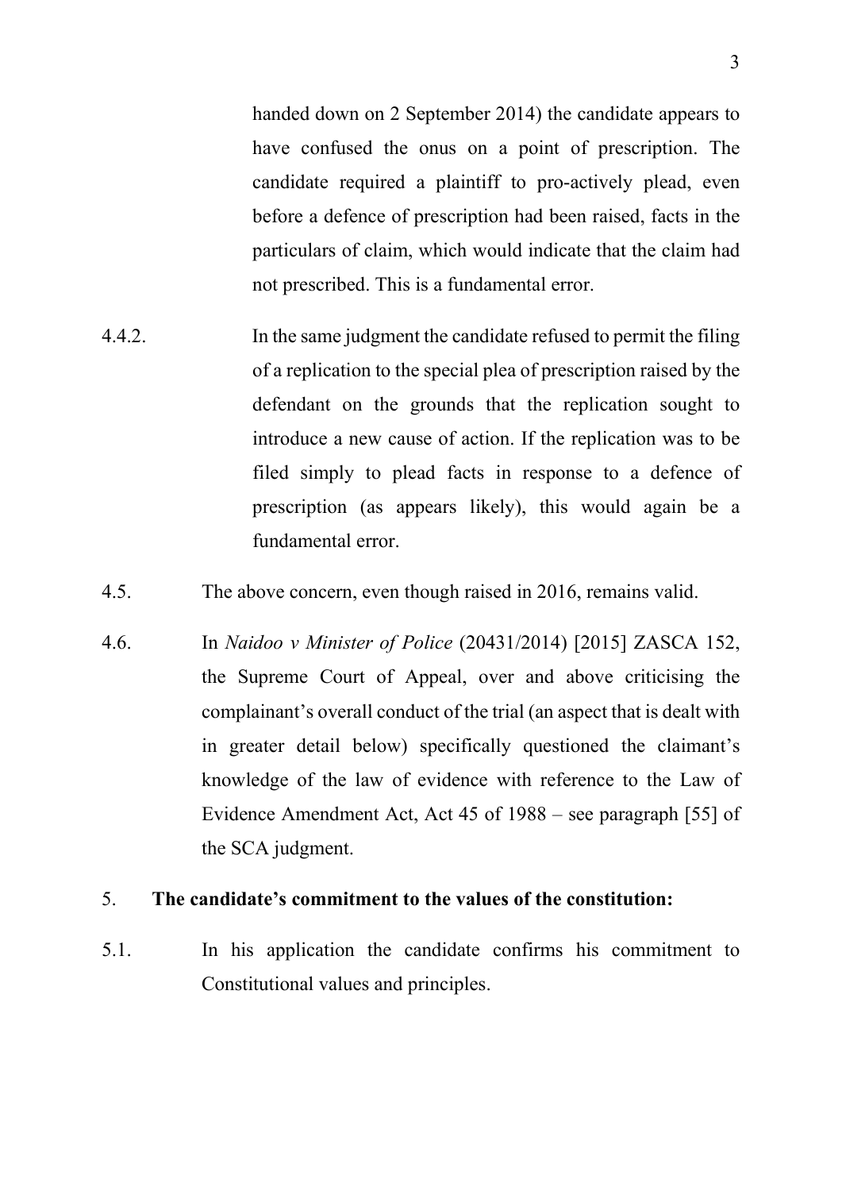handed down on 2 September 2014) the candidate appears to have confused the onus on a point of prescription. The candidate required a plaintiff to pro-actively plead, even before a defence of prescription had been raised, facts in the particulars of claim, which would indicate that the claim had not prescribed. This is a fundamental error.

4.4.2. In the same judgment the candidate refused to permit the filing of a replication to the special plea of prescription raised by the defendant on the grounds that the replication sought to introduce a new cause of action. If the replication was to be filed simply to plead facts in response to a defence of prescription (as appears likely), this would again be a fundamental error.

4.5. The above concern, even though raised in 2016, remains valid.

4.6. In *Naidoo v Minister of Police* (20431/2014) [2015] ZASCA 152, the Supreme Court of Appeal, over and above criticising the complainant's overall conduct of the trial (an aspect that is dealt with in greater detail below) specifically questioned the claimant's knowledge of the law of evidence with reference to the Law of Evidence Amendment Act, Act 45 of 1988 – see paragraph [55] of the SCA judgment.

5. **The candidate's commitment to the values of the constitution:**

5.1. In his application the candidate confirms his commitment to Constitutional values and principles.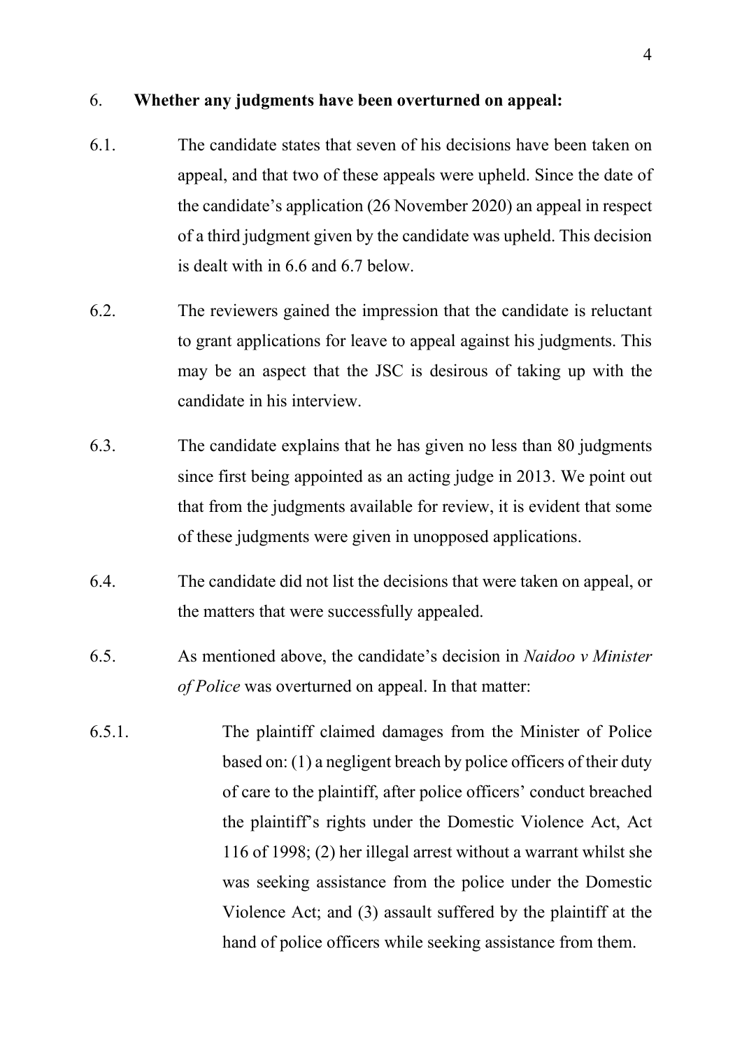6. **Whether any judgments have been overturned on appeal:**

6.1. The candidate states that seven of his decisions have been taken on appeal, and that two of these appeals were upheld. Since the date of the candidate's application (26 November 2020) an appeal in respect of a third judgment given by the candidate was upheld. This decision is dealt with in 6.6 and 6.7 below.

6.2. The reviewers gained the impression that the candidate is reluctant to grant applications for leave to appeal against his judgments. This may be an aspect that the JSC is desirous of taking up with the candidate in his interview.

6.3. The candidate explains that he has given no less than 80 judgments since first being appointed as an acting judge in 2013. We point out that from the judgments available for review, it is evident that some of these judgments were given in unopposed applications.

6.4. The candidate did not list the decisions that were taken on appeal, or the matters that were successfully appealed.

6.5. As mentioned above, the candidate's decision in *Naidoo v Minister of Police* was overturned on appeal. In that matter:

6.5.1. The plaintiff claimed damages from the Minister of Police based on: (1) a negligent breach by police officers of their duty of care to the plaintiff, after police officers' conduct breached the plaintiff's rights under the Domestic Violence Act, Act 116 of 1998; (2) her illegal arrest without a warrant whilst she was seeking assistance from the police under the Domestic Violence Act; and (3) assault suffered by the plaintiff at the hand of police officers while seeking assistance from them.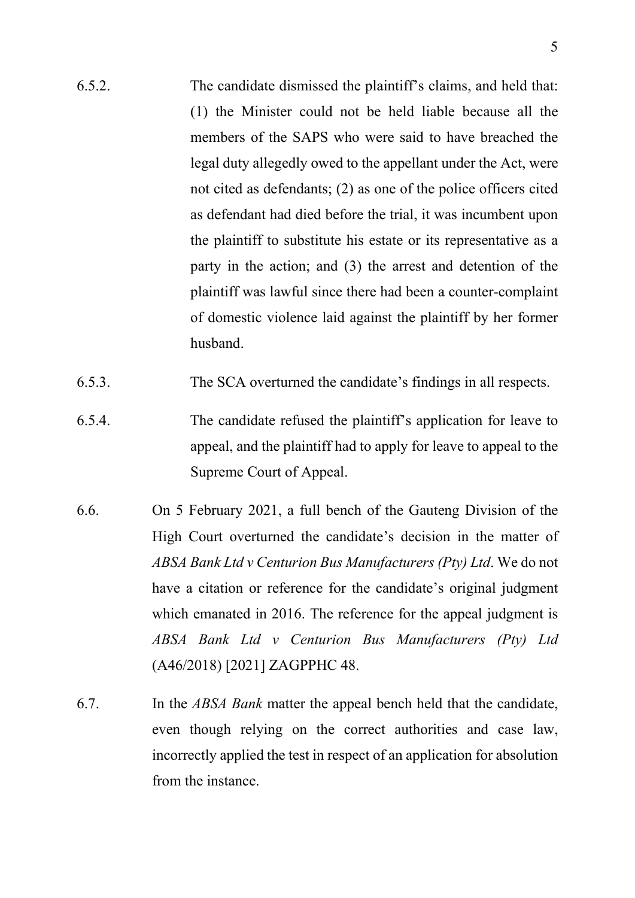6.5.2. The candidate dismissed the plaintiff's claims, and held that: (1) the Minister could not be held liable because all the members of the SAPS who were said to have breached the legal duty allegedly owed to the appellant under the Act, were not cited as defendants; (2) as one of the police officers cited as defendant had died before the trial, it was incumbent upon the plaintiff to substitute his estate or its representative as a party in the action; and (3) the arrest and detention of the plaintiff was lawful since there had been a counter-complaint of domestic violence laid against the plaintiff by her former husband.

6.5.3. The SCA overturned the candidate's findings in all respects.

6.5.4. The candidate refused the plaintiff's application for leave to appeal, and the plaintiff had to apply for leave to appeal to the Supreme Court of Appeal.

6.6. On 5 February 2021, a full bench of the Gauteng Division of the High Court overturned the candidate's decision in the matter of *ABSA Bank Ltd v Centurion Bus Manufacturers (Pty) Ltd*. We do not have a citation or reference for the candidate's original judgment which emanated in 2016. The reference for the appeal judgment is *ABSA Bank Ltd v Centurion Bus Manufacturers (Pty) Ltd* (A46/2018) [2021] ZAGPPHC 48.

6.7. In the *ABSA Bank* matter the appeal bench held that the candidate, even though relying on the correct authorities and case law, incorrectly applied the test in respect of an application for absolution from the instance.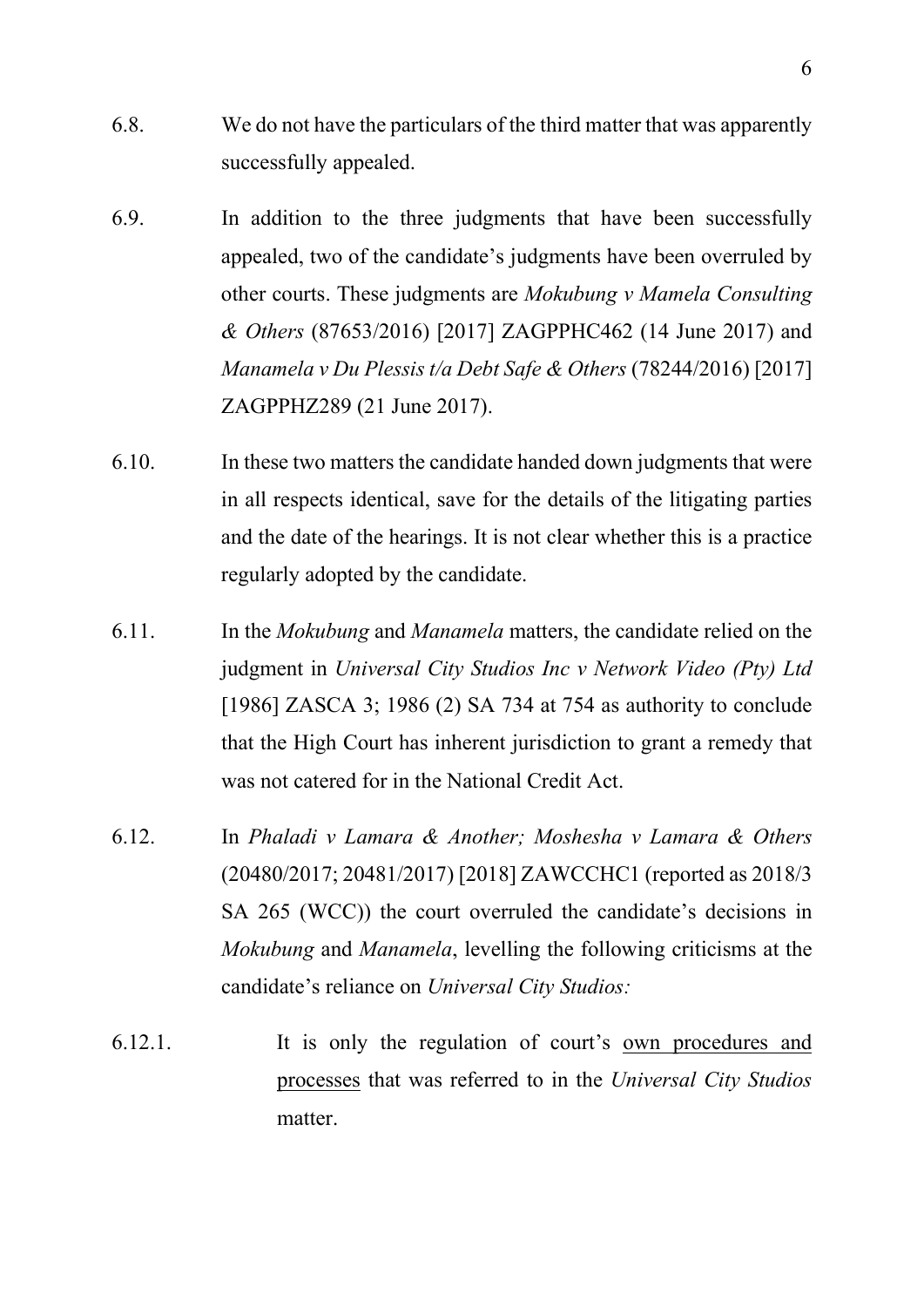6.8. We do not have the particulars of the third matter that was apparently successfully appealed.

6.9. In addition to the three judgments that have been successfully appealed, two of the candidate's judgments have been overruled by other courts. These judgments are *Mokubung v Mamela Consulting & Others* (87653/2016) [2017] ZAGPPHC462 (14 June 2017) and *Manamela v Du Plessis t/a Debt Safe & Others* (78244/2016) [2017] ZAGPPHZ289 (21 June 2017).

6.10. In these two matters the candidate handed down judgments that were in all respects identical, save for the details of the litigating parties and the date of the hearings. It is not clear whether this is a practice regularly adopted by the candidate.

6.11. In the *Mokubung* and *Manamela* matters, the candidate relied on the judgment in *Universal City Studios Inc v Network Video (Pty) Ltd* [1986] ZASCA 3; 1986 (2) SA 734 at 754 as authority to conclude that the High Court has inherent jurisdiction to grant a remedy that was not catered for in the National Credit Act.

6.12. In *Phaladi v Lamara & Another; Moshesha v Lamara & Others* (20480/2017; 20481/2017) [2018] ZAWCCHC1 (reported as 2018/3 SA 265 (WCC)) the court overruled the candidate's decisions in *Mokubung* and *Manamela*, levelling the following criticisms at the candidate's reliance on *Universal City Studios:*

6.12.1. It is only the regulation of court's <u>own procedures and processes</u> that was referred to in the *Universal City Studios* matter.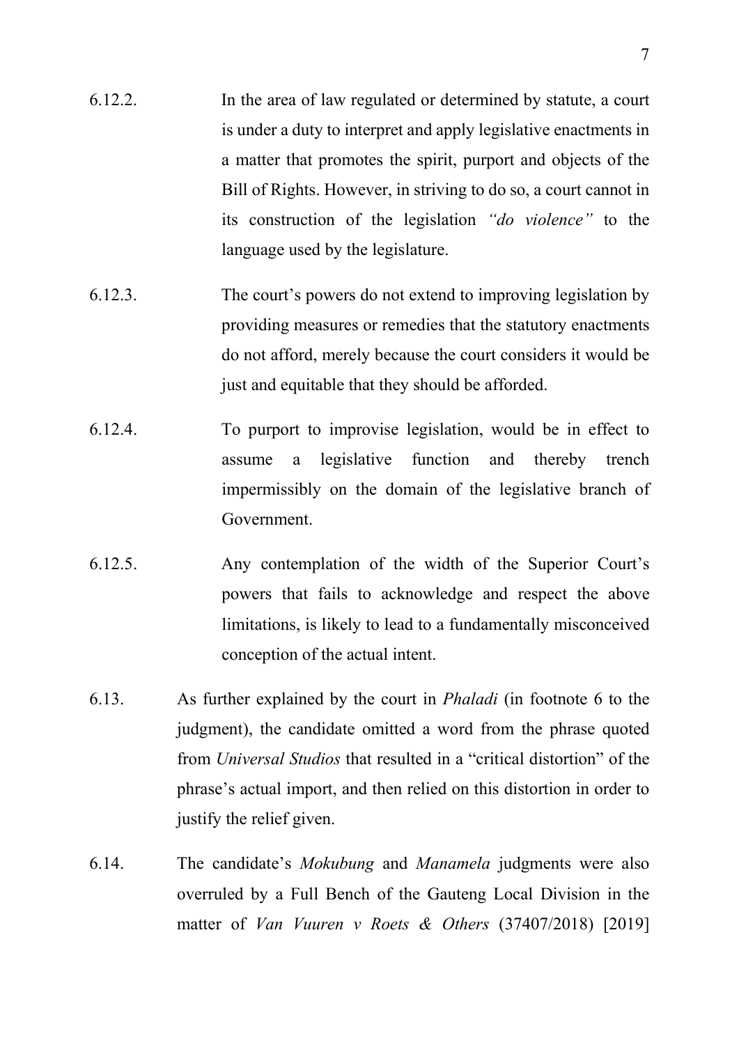6.12.2. In the area of law regulated or determined by statute, a court is under a duty to interpret and apply legislative enactments in a matter that promotes the spirit, purport and objects of the Bill of Rights. However, in striving to do so, a court cannot in its construction of the legislation *"do violence"* to the language used by the legislature.

6.12.3. The court's powers do not extend to improving legislation by providing measures or remedies that the statutory enactments do not afford, merely because the court considers it would be just and equitable that they should be afforded.

6.12.4. To purport to improvise legislation, would be in effect to assume a legislative function and thereby trench impermissibly on the domain of the legislative branch of Government.

6.12.5. Any contemplation of the width of the Superior Court's powers that fails to acknowledge and respect the above limitations, is likely to lead to a fundamentally misconceived conception of the actual intent.

6.13. As further explained by the court in *Phaladi* (in footnote 6 to the judgment), the candidate omitted a word from the phrase quoted from *Universal Studios* that resulted in a "critical distortion" of the phrase's actual import, and then relied on this distortion in order to justify the relief given.

6.14. The candidate's *Mokubung* and *Manamela* judgments were also overruled by a Full Bench of the Gauteng Local Division in the matter of *Van Vuuren v Roets & Others* (37407/2018) [2019]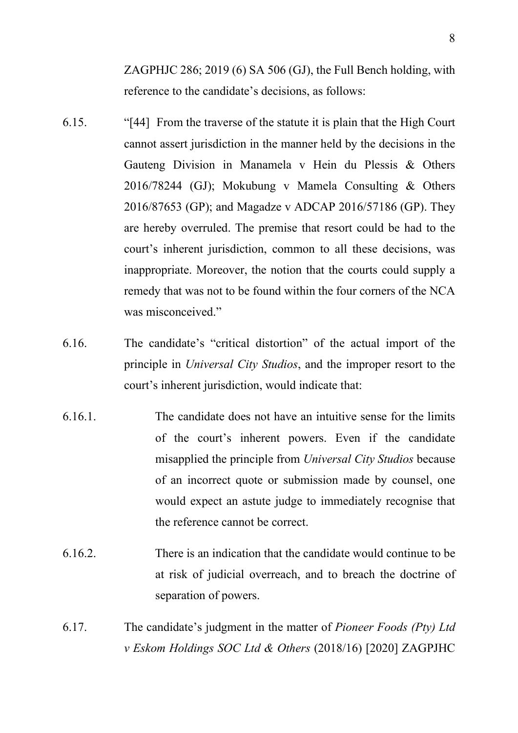ZAGPHJC 286; 2019 (6) SA 506 (GJ), the Full Bench holding, with reference to the candidate's decisions, as follows:

6.15. "[44] From the traverse of the statute it is plain that the High Court cannot assert jurisdiction in the manner held by the decisions in the Gauteng Division in Manamela v Hein du Plessis & Others 2016/78244 (GJ); Mokubung v Mamela Consulting & Others 2016/87653 (GP); and Magadze v ADCAP 2016/57186 (GP). They are hereby overruled. The premise that resort could be had to the court's inherent jurisdiction, common to all these decisions, was inappropriate. Moreover, the notion that the courts could supply a remedy that was not to be found within the four corners of the NCA was misconceived."

6.16. The candidate's "critical distortion" of the actual import of the principle in *Universal City Studios*, and the improper resort to the court's inherent jurisdiction, would indicate that:

6.16.1. The candidate does not have an intuitive sense for the limits of the court's inherent powers. Even if the candidate misapplied the principle from *Universal City Studios* because of an incorrect quote or submission made by counsel, one would expect an astute judge to immediately recognise that the reference cannot be correct.

6.16.2. There is an indication that the candidate would continue to be at risk of judicial overreach, and to breach the doctrine of separation of powers.

6.17. The candidate's judgment in the matter of *Pioneer Foods (Pty) Ltd v Eskom Holdings SOC Ltd & Others* (2018/16) [2020] ZAGPJHC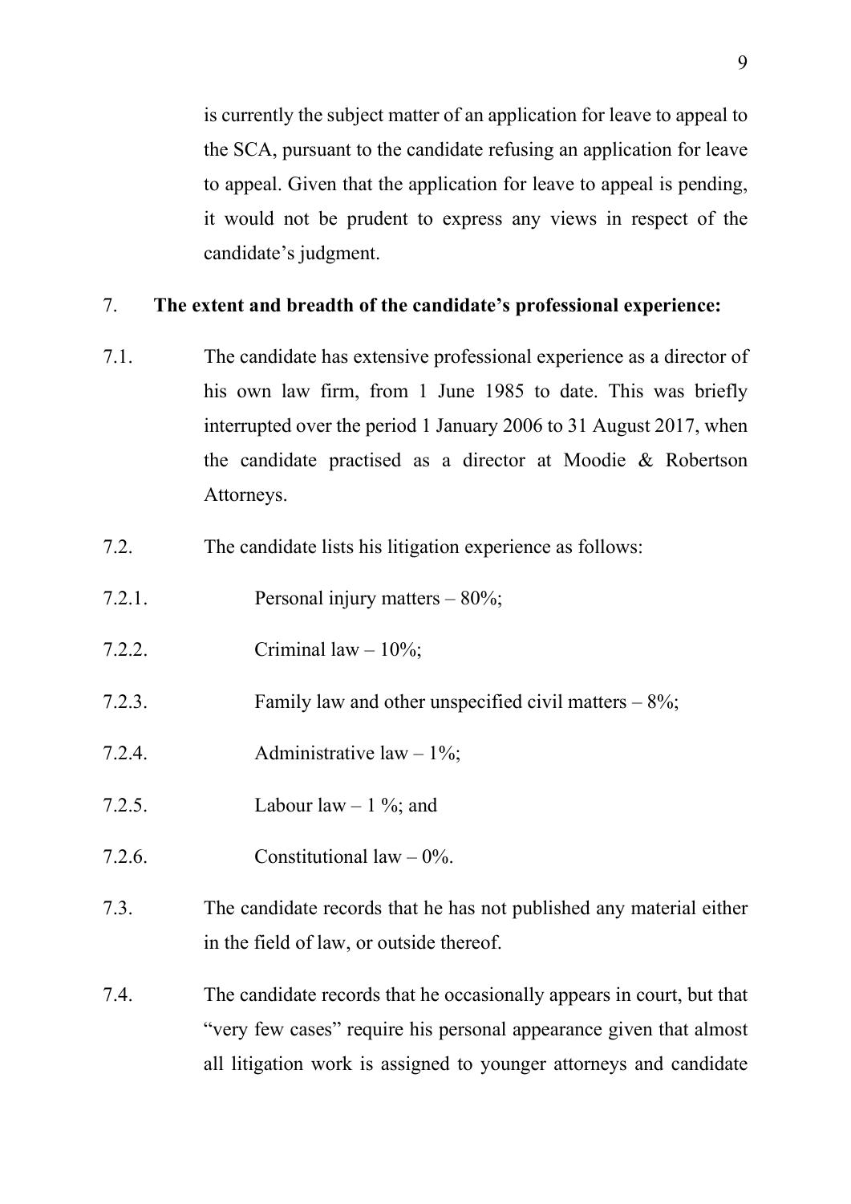is currently the subject matter of an application for leave to appeal to the SCA, pursuant to the candidate refusing an application for leave to appeal. Given that the application for leave to appeal is pending, it would not be prudent to express any views in respect of the candidate's judgment.

7. **The extent and breadth of the candidate's professional experience:**

7.1. The candidate has extensive professional experience as a director of his own law firm, from 1 June 1985 to date. This was briefly interrupted over the period 1 January 2006 to 31 August 2017, when the candidate practised as a director at Moodie & Robertson Attorneys.

7.2. The candidate lists his litigation experience as follows:

7.2.1. Personal injury matters – 80%;

7.2.2. Criminal law – 10%;

7.2.3. Family law and other unspecified civil matters – 8%;

7.2.4. Administrative law – 1%;

7.2.5. Labour law – 1 %; and

7.2.6. Constitutional law – 0%.

7.3. The candidate records that he has not published any material either in the field of law, or outside thereof.

7.4. The candidate records that he occasionally appears in court, but that "very few cases" require his personal appearance given that almost all litigation work is assigned to younger attorneys and candidate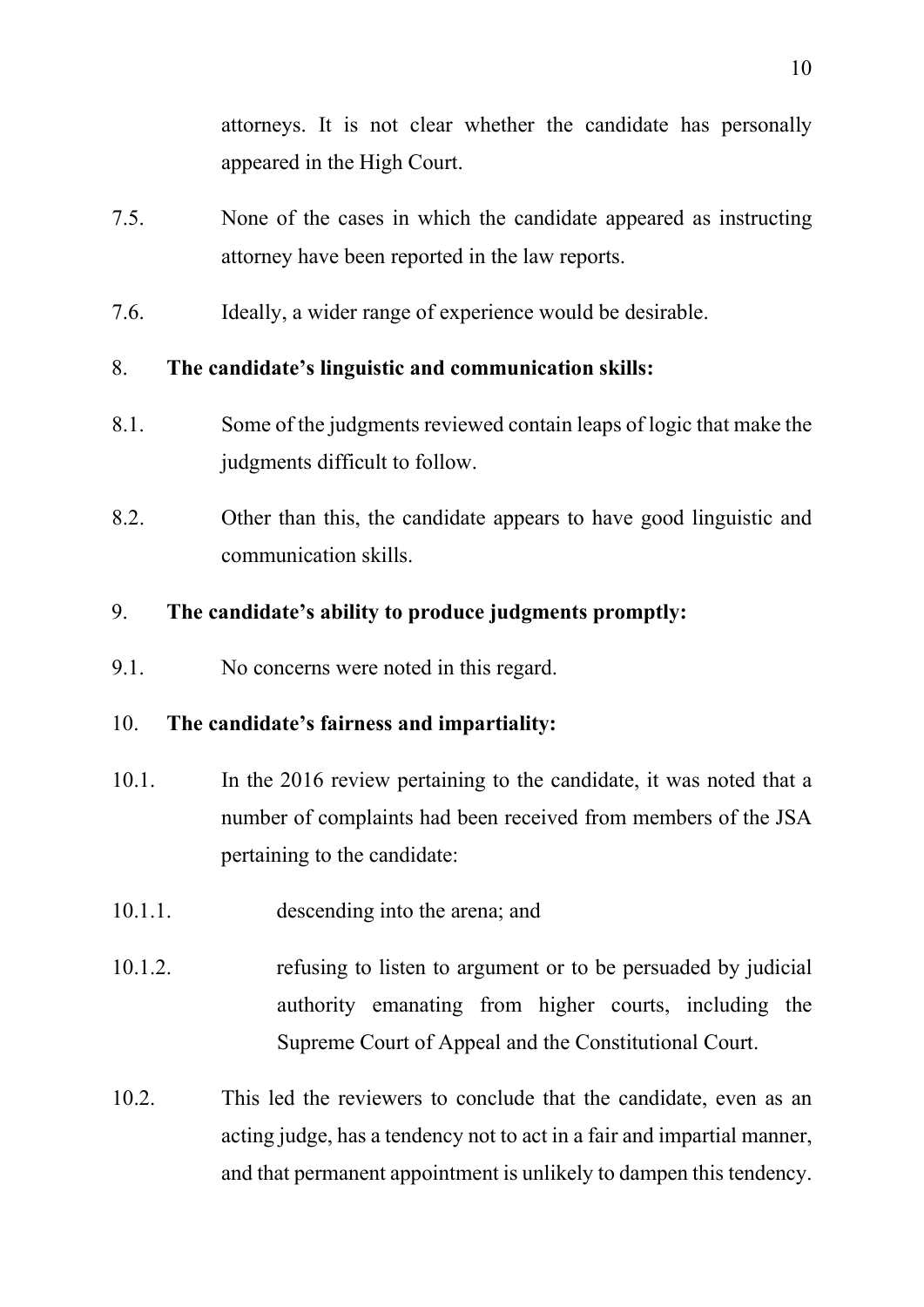attorneys. It is not clear whether the candidate has personally appeared in the High Court.

7.5. None of the cases in which the candidate appeared as instructing attorney have been reported in the law reports.

7.6. Ideally, a wider range of experience would be desirable.

8. **The candidate's linguistic and communication skills:**

8.1. Some of the judgments reviewed contain leaps of logic that make the judgments difficult to follow.

8.2. Other than this, the candidate appears to have good linguistic and communication skills.

9. **The candidate's ability to produce judgments promptly:**

9.1. No concerns were noted in this regard.

10. **The candidate's fairness and impartiality:**

10.1. In the 2016 review pertaining to the candidate, it was noted that a number of complaints had been received from members of the JSA pertaining to the candidate:

10.1.1. descending into the arena; and

10.1.2. refusing to listen to argument or to be persuaded by judicial authority emanating from higher courts, including the Supreme Court of Appeal and the Constitutional Court.

10.2. This led the reviewers to conclude that the candidate, even as an acting judge, has a tendency not to act in a fair and impartial manner, and that permanent appointment is unlikely to dampen this tendency.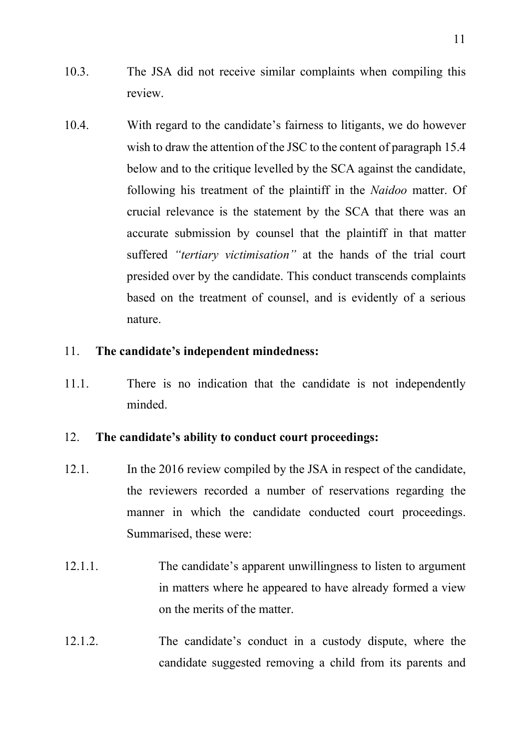10.3. The JSA did not receive similar complaints when compiling this review.

10.4. With regard to the candidate's fairness to litigants, we do however wish to draw the attention of the JSC to the content of paragraph 15.4 below and to the critique levelled by the SCA against the candidate, following his treatment of the plaintiff in the *Naidoo* matter. Of crucial relevance is the statement by the SCA that there was an accurate submission by counsel that the plaintiff in that matter suffered *"tertiary victimisation"* at the hands of the trial court presided over by the candidate. This conduct transcends complaints based on the treatment of counsel, and is evidently of a serious nature.

11. **The candidate's independent mindedness:**

11.1. There is no indication that the candidate is not independently minded.

12. **The candidate's ability to conduct court proceedings:**

12.1. In the 2016 review compiled by the JSA in respect of the candidate, the reviewers recorded a number of reservations regarding the manner in which the candidate conducted court proceedings. Summarised, these were:

12.1.1. The candidate's apparent unwillingness to listen to argument in matters where he appeared to have already formed a view on the merits of the matter.

12.1.2. The candidate's conduct in a custody dispute, where the candidate suggested removing a child from its parents and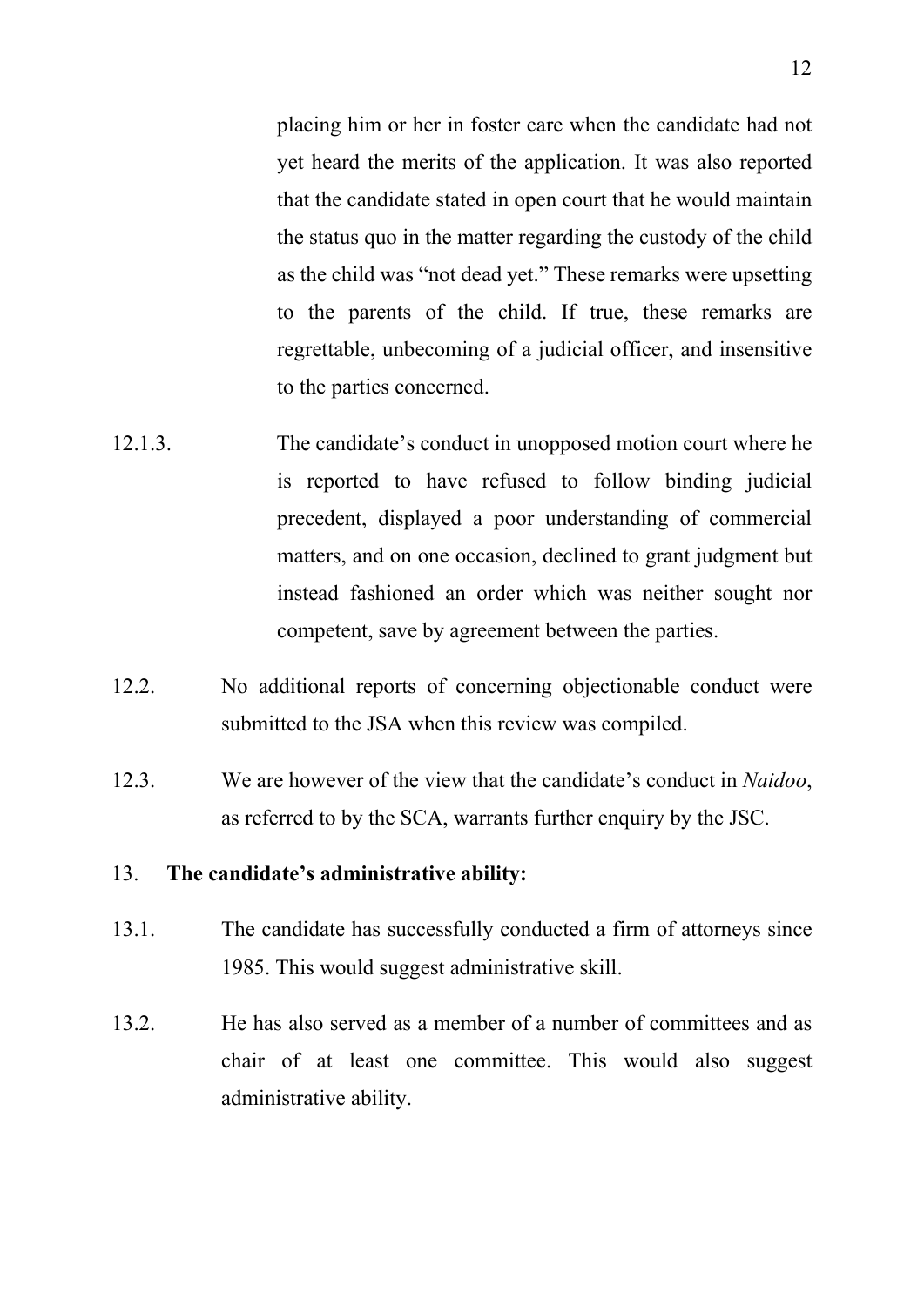placing him or her in foster care when the candidate had not yet heard the merits of the application. It was also reported that the candidate stated in open court that he would maintain the status quo in the matter regarding the custody of the child as the child was "not dead yet." These remarks were upsetting to the parents of the child. If true, these remarks are regrettable, unbecoming of a judicial officer, and insensitive to the parties concerned.

12.1.3. The candidate's conduct in unopposed motion court where he is reported to have refused to follow binding judicial precedent, displayed a poor understanding of commercial matters, and on one occasion, declined to grant judgment but instead fashioned an order which was neither sought nor competent, save by agreement between the parties.

12.2. No additional reports of concerning objectionable conduct were submitted to the JSA when this review was compiled.

12.3. We are however of the view that the candidate's conduct in *Naidoo*, as referred to by the SCA, warrants further enquiry by the JSC.

13. **The candidate's administrative ability:**

13.1. The candidate has successfully conducted a firm of attorneys since 1985. This would suggest administrative skill.

13.2. He has also served as a member of a number of committees and as chair of at least one committee. This would also suggest administrative ability.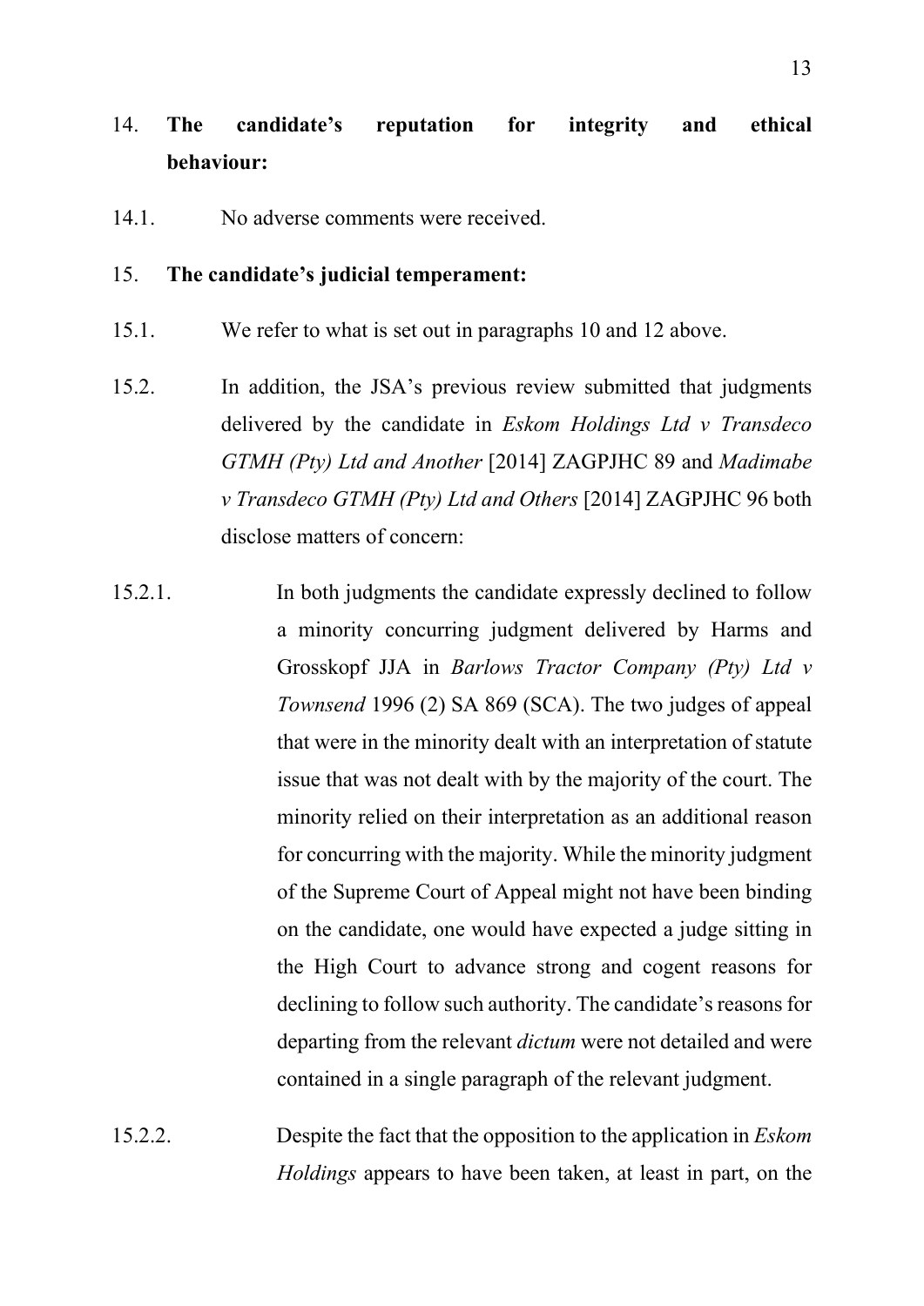14. **The candidate's reputation for integrity and ethical behaviour:**

14.1. No adverse comments were received.

15. **The candidate's judicial temperament:**

15.1. We refer to what is set out in paragraphs 10 and 12 above.

15.2. In addition, the JSA's previous review submitted that judgments delivered by the candidate in *Eskom Holdings Ltd v Transdeco GTMH (Pty) Ltd and Another* [2014] ZAGPJHC 89 and *Madimabe v Transdeco GTMH (Pty) Ltd and Others* [2014] ZAGPJHC 96 both disclose matters of concern:

15.2.1. In both judgments the candidate expressly declined to follow a minority concurring judgment delivered by Harms and Grosskopf JJA in *Barlows Tractor Company (Pty) Ltd v Townsend* 1996 (2) SA 869 (SCA). The two judges of appeal that were in the minority dealt with an interpretation of statute issue that was not dealt with by the majority of the court. The minority relied on their interpretation as an additional reason for concurring with the majority. While the minority judgment of the Supreme Court of Appeal might not have been binding on the candidate, one would have expected a judge sitting in the High Court to advance strong and cogent reasons for declining to follow such authority. The candidate's reasons for departing from the relevant *dictum* were not detailed and were contained in a single paragraph of the relevant judgment.

15.2.2. Despite the fact that the opposition to the application in *Eskom Holdings* appears to have been taken, at least in part, on the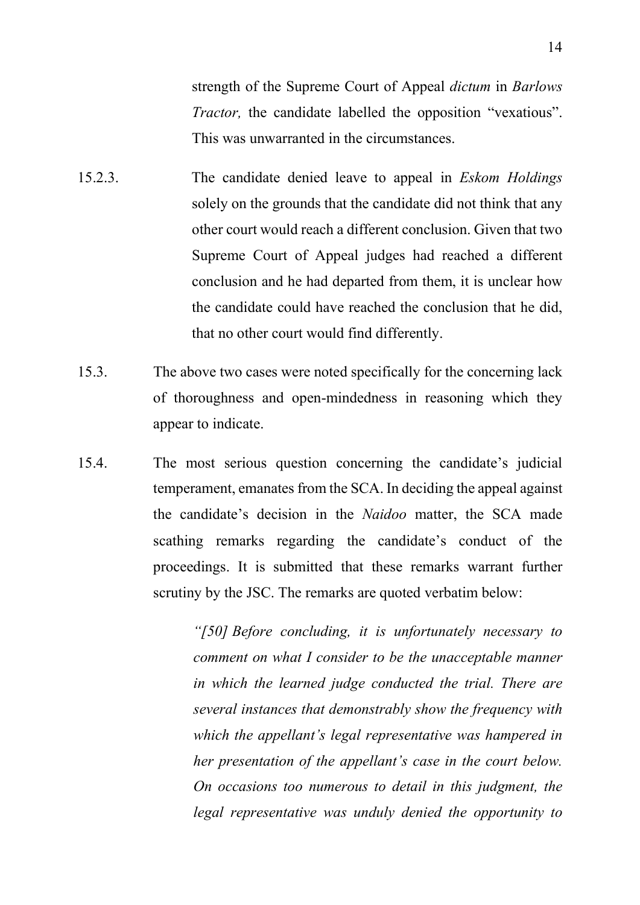strength of the Supreme Court of Appeal *dictum* in *Barlows Tractor,* the candidate labelled the opposition "vexatious". This was unwarranted in the circumstances.

15.2.3. The candidate denied leave to appeal in *Eskom Holdings* solely on the grounds that the candidate did not think that any other court would reach a different conclusion. Given that two Supreme Court of Appeal judges had reached a different conclusion and he had departed from them, it is unclear how the candidate could have reached the conclusion that he did, that no other court would find differently.

15.3. The above two cases were noted specifically for the concerning lack of thoroughness and open-mindedness in reasoning which they appear to indicate.

15.4. The most serious question concerning the candidate's judicial temperament, emanates from the SCA. In deciding the appeal against the candidate's decision in the *Naidoo* matter, the SCA made scathing remarks regarding the candidate's conduct of the proceedings. It is submitted that these remarks warrant further scrutiny by the JSC. The remarks are quoted verbatim below:

> *"[50] Before concluding, it is unfortunately necessary to comment on what I consider to be the unacceptable manner in which the learned judge conducted the trial. There are several instances that demonstrably show the frequency with which the appellant's legal representative was hampered in her presentation of the appellant's case in the court below. On occasions too numerous to detail in this judgment, the legal representative was unduly denied the opportunity to*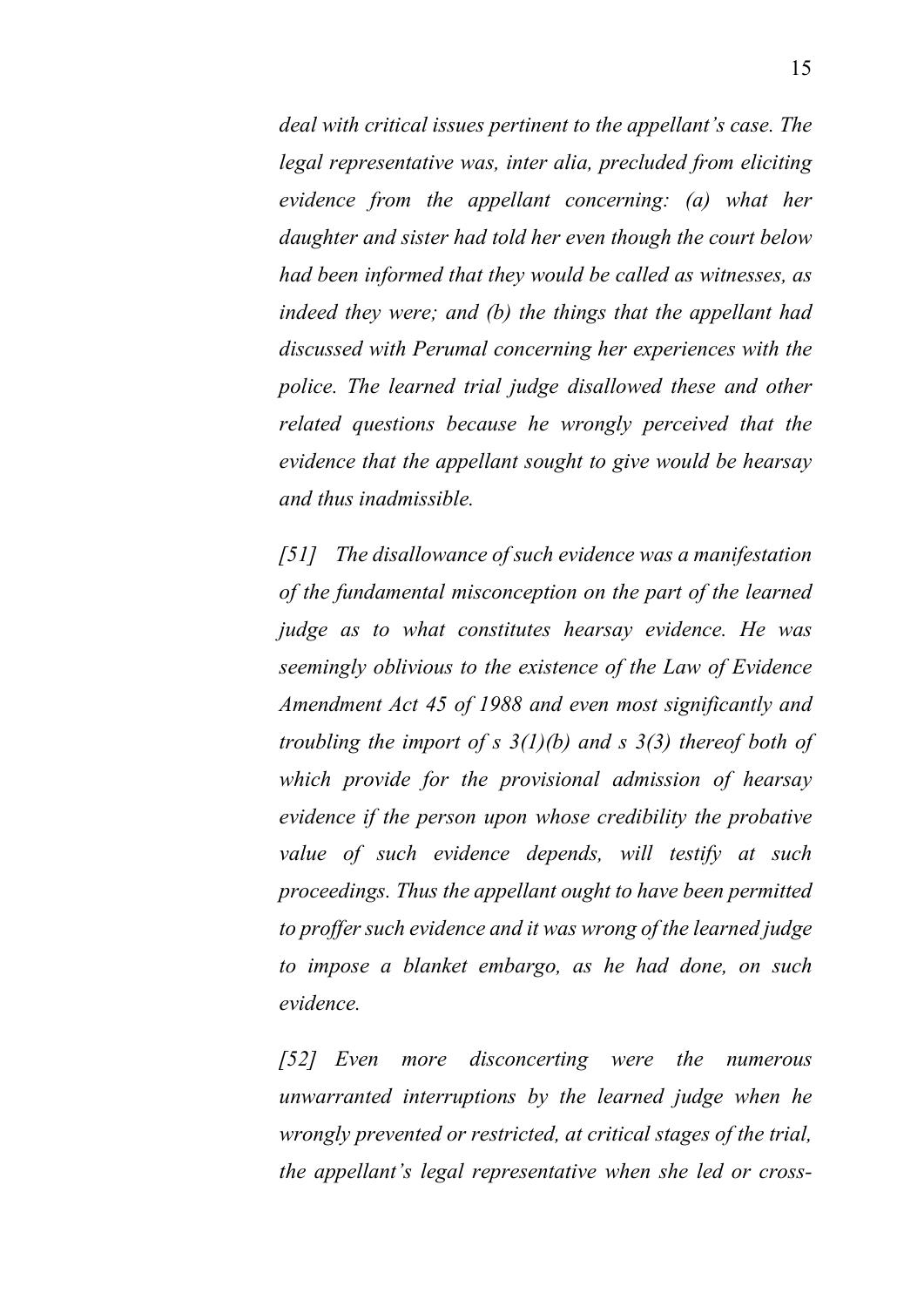*deal with critical issues pertinent to the appellant's case. The legal representative was, inter alia, precluded from eliciting evidence from the appellant concerning: (a) what her daughter and sister had told her even though the court below had been informed that they would be called as witnesses, as indeed they were; and (b) the things that the appellant had discussed with Perumal concerning her experiences with the police. The learned trial judge disallowed these and other related questions because he wrongly perceived that the evidence that the appellant sought to give would be hearsay and thus inadmissible.*

*[51] The disallowance of such evidence was a manifestation of the fundamental misconception on the part of the learned judge as to what constitutes hearsay evidence. He was seemingly oblivious to the existence of the Law of Evidence Amendment Act 45 of 1988 and even most significantly and troubling the import of s 3(1)(b) and s 3(3) thereof both of which provide for the provisional admission of hearsay evidence if the person upon whose credibility the probative value of such evidence depends, will testify at such proceedings. Thus the appellant ought to have been permitted to proffer such evidence and it was wrong of the learned judge to impose a blanket embargo, as he had done, on such evidence.*

*[52] Even more disconcerting were the numerous unwarranted interruptions by the learned judge when he wrongly prevented or restricted, at critical stages of the trial, the appellant's legal representative when she led or cross-*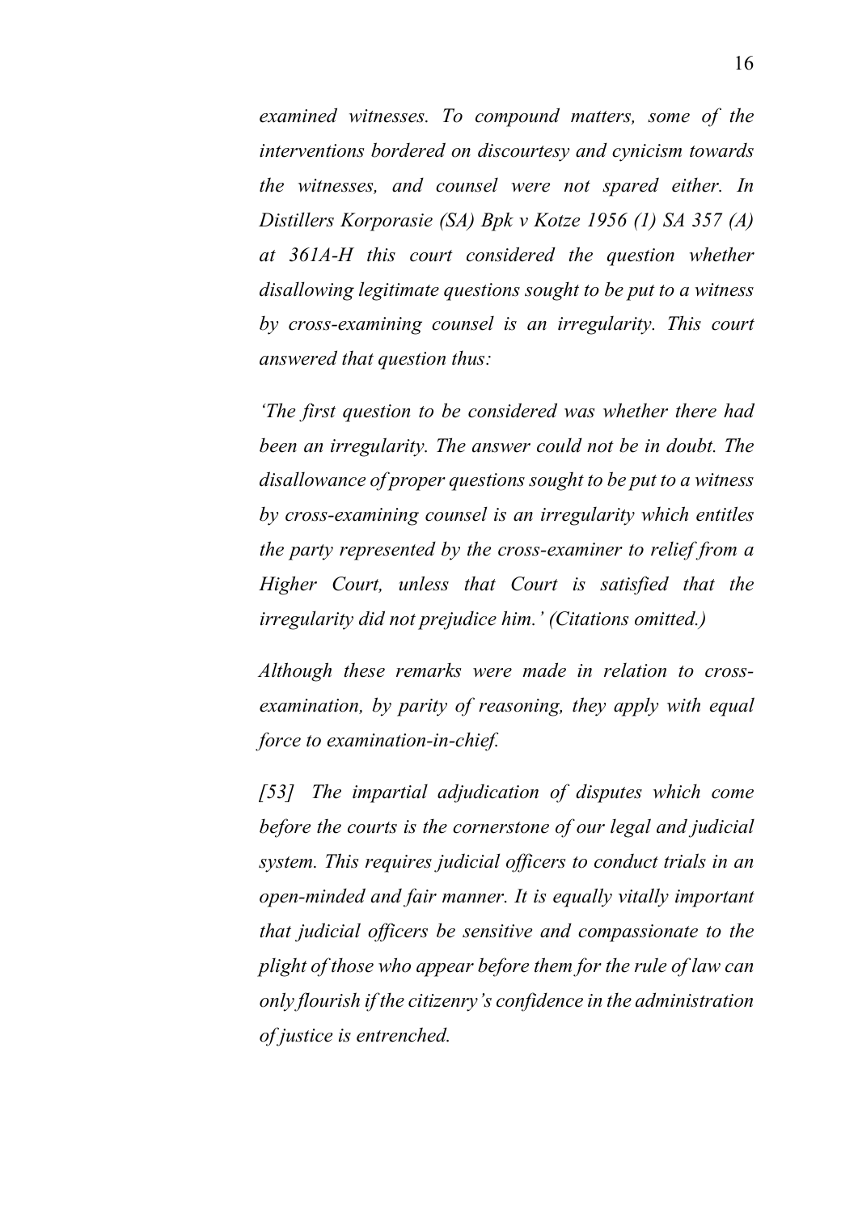*examined witnesses. To compound matters, some of the interventions bordered on discourtesy and cynicism towards the witnesses, and counsel were not spared either. In Distillers Korporasie (SA) Bpk v Kotze 1956 (1) SA 357 (A) at 361A-H this court considered the question whether disallowing legitimate questions sought to be put to a witness by cross-examining counsel is an irregularity. This court answered that question thus:*

*'The first question to be considered was whether there had been an irregularity. The answer could not be in doubt. The disallowance of proper questions sought to be put to a witness by cross-examining counsel is an irregularity which entitles the party represented by the cross-examiner to relief from a Higher Court, unless that Court is satisfied that the irregularity did not prejudice him.' (Citations omitted.)*

*Although these remarks were made in relation to cross-examination, by parity of reasoning, they apply with equal force to examination-in-chief.*

*[53] The impartial adjudication of disputes which come before the courts is the cornerstone of our legal and judicial system. This requires judicial officers to conduct trials in an open-minded and fair manner. It is equally vitally important that judicial officers be sensitive and compassionate to the plight of those who appear before them for the rule of law can only flourish if the citizenry's confidence in the administration of justice is entrenched.*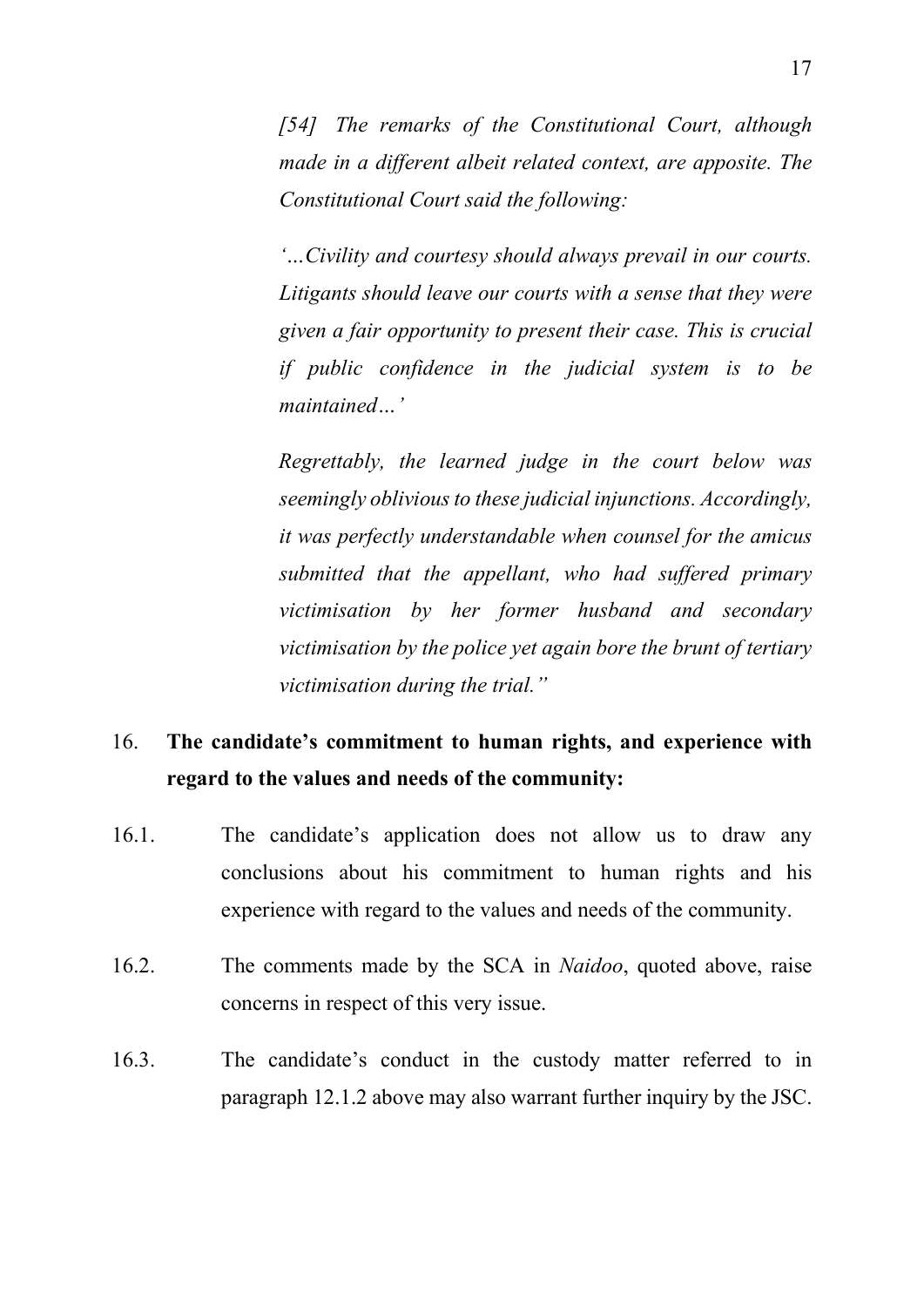*[54] The remarks of the Constitutional Court, although made in a different albeit related context, are apposite. The Constitutional Court said the following:*

*'…Civility and courtesy should always prevail in our courts. Litigants should leave our courts with a sense that they were given a fair opportunity to present their case. This is crucial if public confidence in the judicial system is to be maintained…'*

*Regrettably, the learned judge in the court below was seemingly oblivious to these judicial injunctions. Accordingly, it was perfectly understandable when counsel for the amicus submitted that the appellant, who had suffered primary victimisation by her former husband and secondary victimisation by the police yet again bore the brunt of tertiary victimisation during the trial."*

16. **The candidate's commitment to human rights, and experience with regard to the values and needs of the community:**

16.1. The candidate's application does not allow us to draw any conclusions about his commitment to human rights and his experience with regard to the values and needs of the community.

16.2. The comments made by the SCA in *Naidoo*, quoted above, raise concerns in respect of this very issue.

16.3. The candidate's conduct in the custody matter referred to in paragraph 12.1.2 above may also warrant further inquiry by the JSC.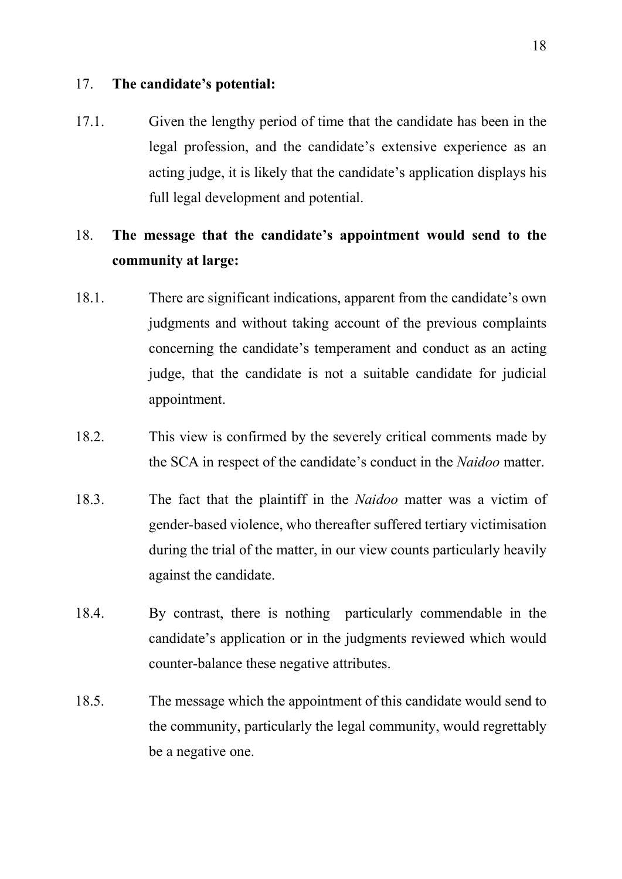17. **The candidate's potential:**

17.1. Given the lengthy period of time that the candidate has been in the legal profession, and the candidate's extensive experience as an acting judge, it is likely that the candidate's application displays his full legal development and potential.

18. **The message that the candidate's appointment would send to the community at large:**

18.1. There are significant indications, apparent from the candidate's own judgments and without taking account of the previous complaints concerning the candidate's temperament and conduct as an acting judge, that the candidate is not a suitable candidate for judicial appointment.

18.2. This view is confirmed by the severely critical comments made by the SCA in respect of the candidate's conduct in the *Naidoo* matter.

18.3. The fact that the plaintiff in the *Naidoo* matter was a victim of gender-based violence, who thereafter suffered tertiary victimisation during the trial of the matter, in our view counts particularly heavily against the candidate.

18.4. By contrast, there is nothing particularly commendable in the candidate's application or in the judgments reviewed which would counter-balance these negative attributes.

18.5. The message which the appointment of this candidate would send to the community, particularly the legal community, would regrettably be a negative one.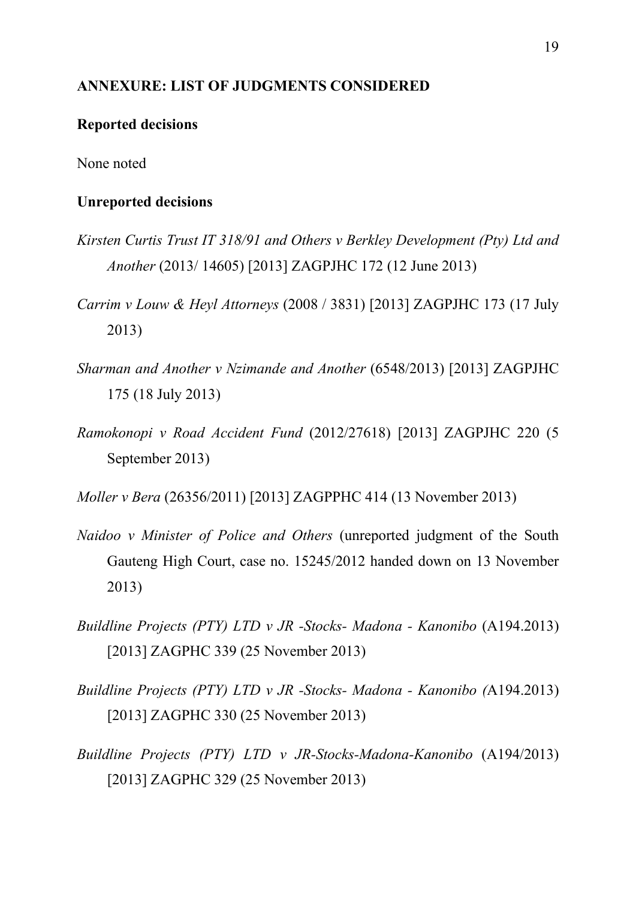**ANNEXURE: LIST OF JUDGMENTS CONSIDERED**

**Reported decisions**

None noted

**Unreported decisions**

*Kirsten Curtis Trust IT 318/91 and Others v Berkley Development (Pty) Ltd and Another* (2013/ 14605) [2013] ZAGPJHC 172 (12 June 2013)

*Carrim v Louw & Heyl Attorneys* (2008 / 3831) [2013] ZAGPJHC 173 (17 July 2013)

*Sharman and Another v Nzimande and Another* (6548/2013) [2013] ZAGPJHC 175 (18 July 2013)

*Ramokonopi v Road Accident Fund* (2012/27618) [2013] ZAGPJHC 220 (5 September 2013)

*Moller v Bera* (26356/2011) [2013] ZAGPPHC 414 (13 November 2013)

*Naidoo v Minister of Police and Others* (unreported judgment of the South Gauteng High Court, case no. 15245/2012 handed down on 13 November 2013)

*Buildline Projects (PTY) LTD v JR -Stocks- Madona - Kanonibo* (A194.2013) [2013] ZAGPHC 339 (25 November 2013)

*Buildline Projects (PTY) LTD v JR -Stocks- Madona - Kanonibo (*A194.2013) [2013] ZAGPHC 330 (25 November 2013)

*Buildline Projects (PTY) LTD v JR-Stocks-Madona-Kanonibo* (A194/2013) [2013] ZAGPHC 329 (25 November 2013)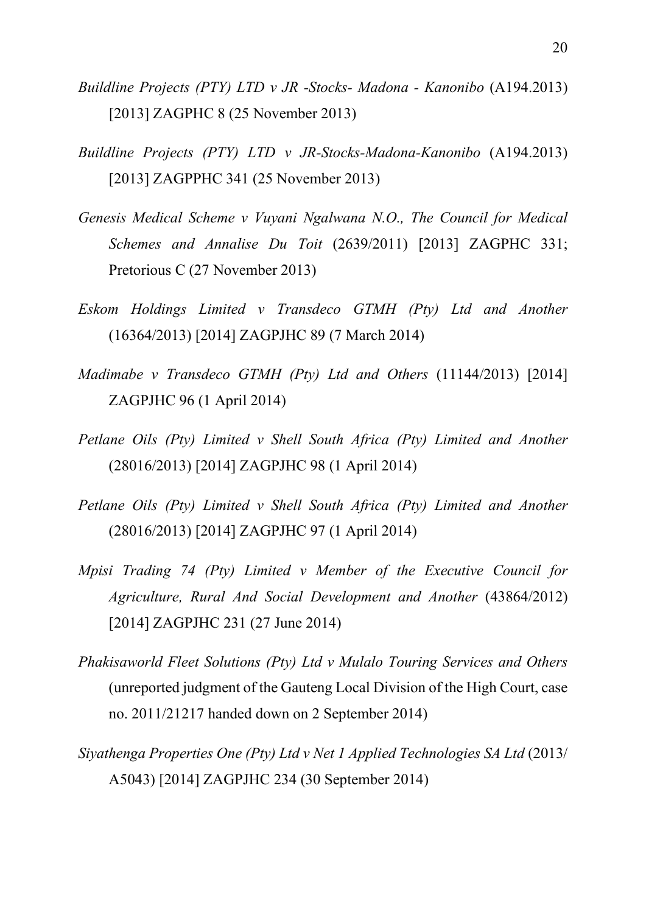*Buildline Projects (PTY) LTD v JR -Stocks- Madona - Kanonibo* (A194.2013) [2013] ZAGPHC 8 (25 November 2013)

*Buildline Projects (PTY) LTD v JR-Stocks-Madona-Kanonibo* (A194.2013) [2013] ZAGPPHC 341 (25 November 2013)

*Genesis Medical Scheme v Vuyani Ngalwana N.O., The Council for Medical Schemes and Annalise Du Toit* (2639/2011) [2013] ZAGPHC 331; Pretorious C (27 November 2013)

*Eskom Holdings Limited v Transdeco GTMH (Pty) Ltd and Another* (16364/2013) [2014] ZAGPJHC 89 (7 March 2014)

*Madimabe v Transdeco GTMH (Pty) Ltd and Others* (11144/2013) [2014] ZAGPJHC 96 (1 April 2014)

*Petlane Oils (Pty) Limited v Shell South Africa (Pty) Limited and Another* (28016/2013) [2014] ZAGPJHC 98 (1 April 2014)

*Petlane Oils (Pty) Limited v Shell South Africa (Pty) Limited and Another* (28016/2013) [2014] ZAGPJHC 97 (1 April 2014)

*Mpisi Trading 74 (Pty) Limited v Member of the Executive Council for Agriculture, Rural And Social Development and Another* (43864/2012) [2014] ZAGPJHC 231 (27 June 2014)

*Phakisaworld Fleet Solutions (Pty) Ltd v Mulalo Touring Services and Others* (unreported judgment of the Gauteng Local Division of the High Court, case no. 2011/21217 handed down on 2 September 2014)

*Siyathenga Properties One (Pty) Ltd v Net 1 Applied Technologies SA Ltd* (2013/ A5043) [2014] ZAGPJHC 234 (30 September 2014)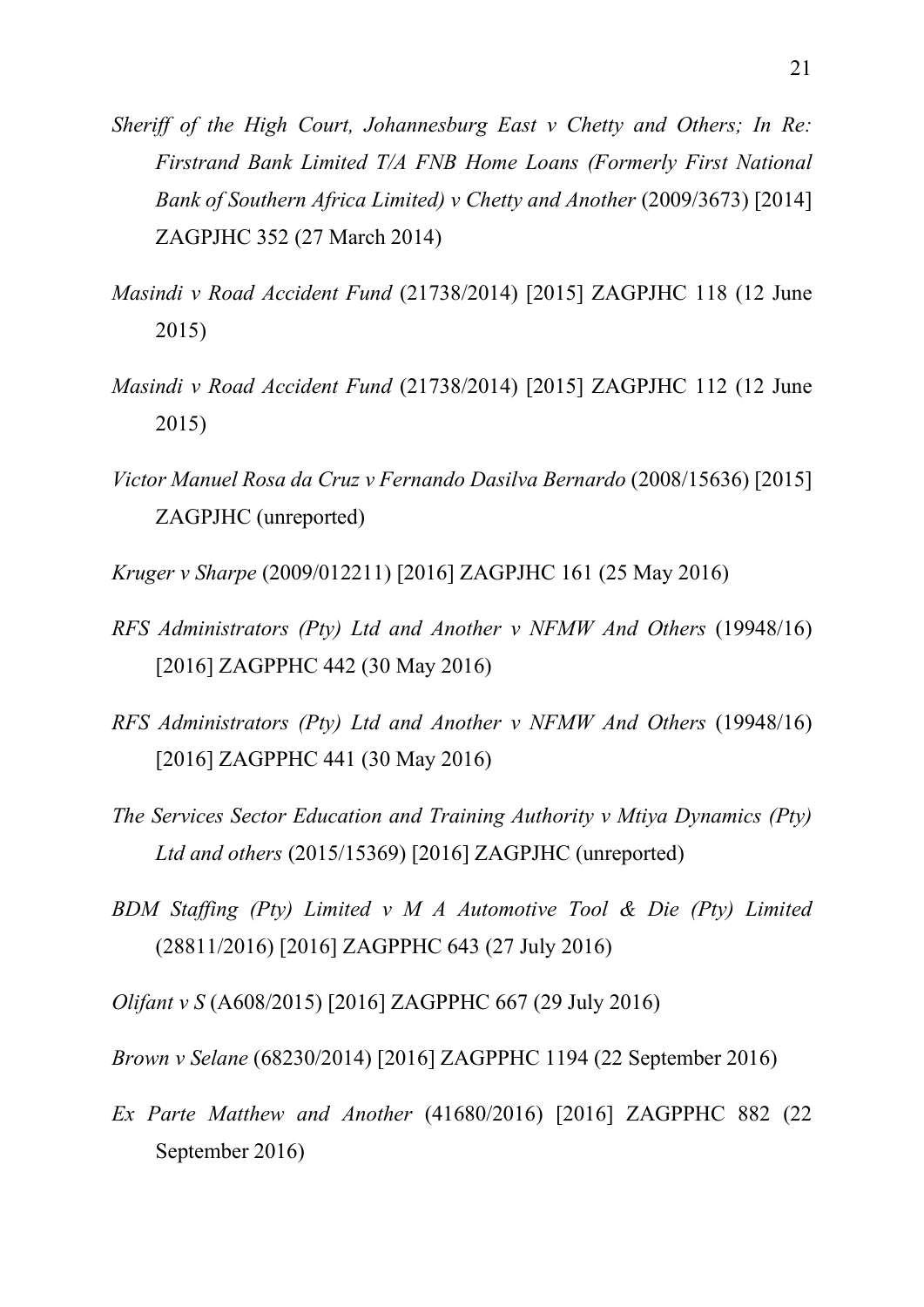*Sheriff of the High Court, Johannesburg East v Chetty and Others; In Re: Firstrand Bank Limited T/A FNB Home Loans (Formerly First National Bank of Southern Africa Limited) v Chetty and Another* (2009/3673) [2014] ZAGPJHC 352 (27 March 2014)

*Masindi v Road Accident Fund* (21738/2014) [2015] ZAGPJHC 118 (12 June 2015)

*Masindi v Road Accident Fund* (21738/2014) [2015] ZAGPJHC 112 (12 June 2015)

*Victor Manuel Rosa da Cruz v Fernando Dasilva Bernardo* (2008/15636) [2015] ZAGPJHC (unreported)

*Kruger v Sharpe* (2009/012211) [2016] ZAGPJHC 161 (25 May 2016)

*RFS Administrators (Pty) Ltd and Another v NFMW And Others* (19948/16) [2016] ZAGPPHC 442 (30 May 2016)

*RFS Administrators (Pty) Ltd and Another v NFMW And Others* (19948/16) [2016] ZAGPPHC 441 (30 May 2016)

*The Services Sector Education and Training Authority v Mtiya Dynamics (Pty) Ltd and others* (2015/15369) [2016] ZAGPJHC (unreported)

*BDM Staffing (Pty) Limited v M A Automotive Tool & Die (Pty) Limited* (28811/2016) [2016] ZAGPPHC 643 (27 July 2016)

*Olifant v S* (A608/2015) [2016] ZAGPPHC 667 (29 July 2016)

*Brown v Selane* (68230/2014) [2016] ZAGPPHC 1194 (22 September 2016)

*Ex Parte Matthew and Another* (41680/2016) [2016] ZAGPPHC 882 (22 September 2016)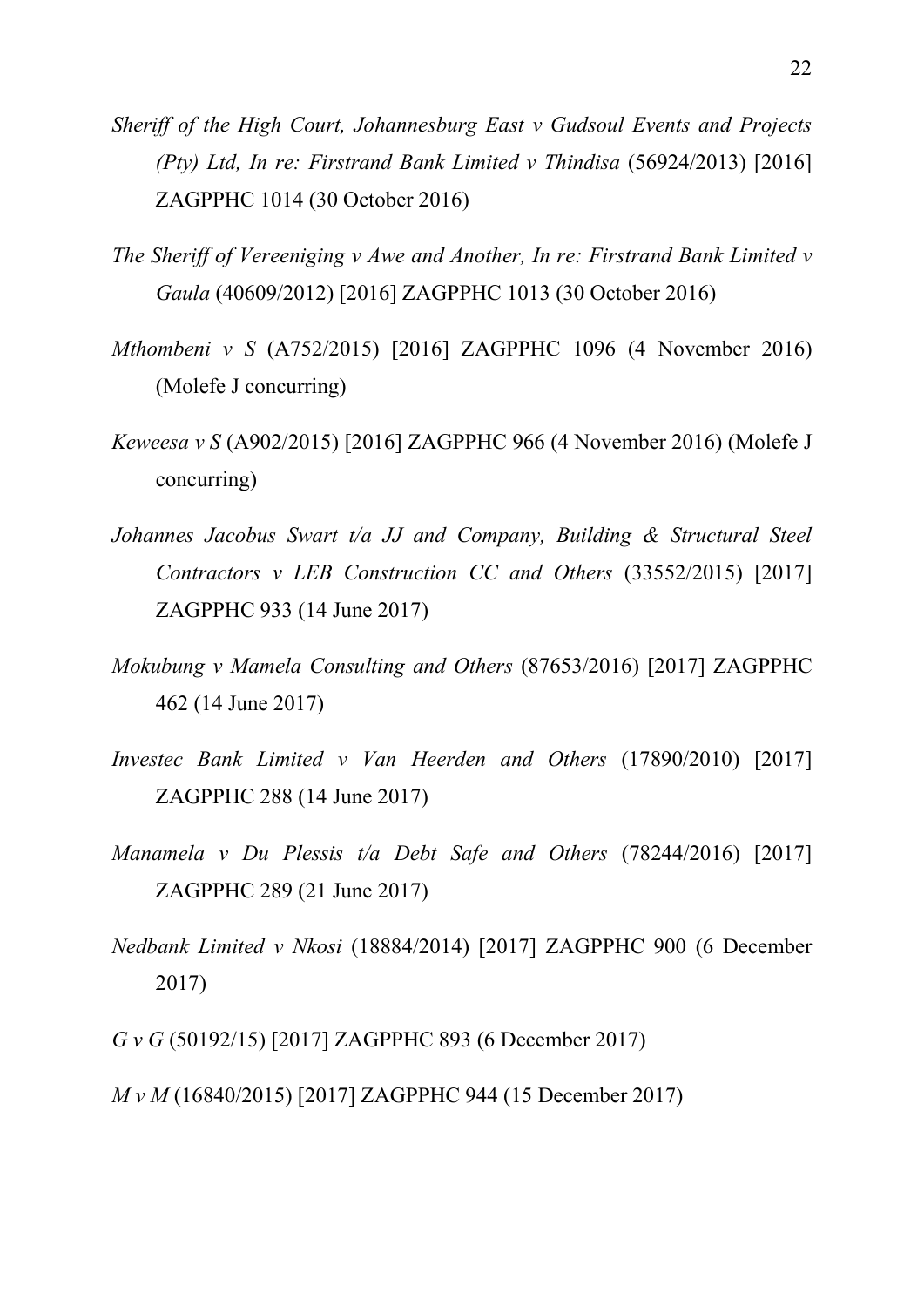*Sheriff of the High Court, Johannesburg East v Gudsoul Events and Projects (Pty) Ltd, In re: Firstrand Bank Limited v Thindisa* (56924/2013) [2016] ZAGPPHC 1014 (30 October 2016)

*The Sheriff of Vereeniging v Awe and Another, In re: Firstrand Bank Limited v Gaula* (40609/2012) [2016] ZAGPPHC 1013 (30 October 2016)

*Mthombeni v S* (A752/2015) [2016] ZAGPPHC 1096 (4 November 2016) (Molefe J concurring)

*Keweesa v S* (A902/2015) [2016] ZAGPPHC 966 (4 November 2016) (Molefe J concurring)

*Johannes Jacobus Swart t/a JJ and Company, Building & Structural Steel Contractors v LEB Construction CC and Others* (33552/2015) [2017] ZAGPPHC 933 (14 June 2017)

*Mokubung v Mamela Consulting and Others* (87653/2016) [2017] ZAGPPHC 462 (14 June 2017)

*Investec Bank Limited v Van Heerden and Others* (17890/2010) [2017] ZAGPPHC 288 (14 June 2017)

*Manamela v Du Plessis t/a Debt Safe and Others* (78244/2016) [2017] ZAGPPHC 289 (21 June 2017)

*Nedbank Limited v Nkosi* (18884/2014) [2017] ZAGPPHC 900 (6 December 2017)

*G v G* (50192/15) [2017] ZAGPPHC 893 (6 December 2017)

*M v M* (16840/2015) [2017] ZAGPPHC 944 (15 December 2017)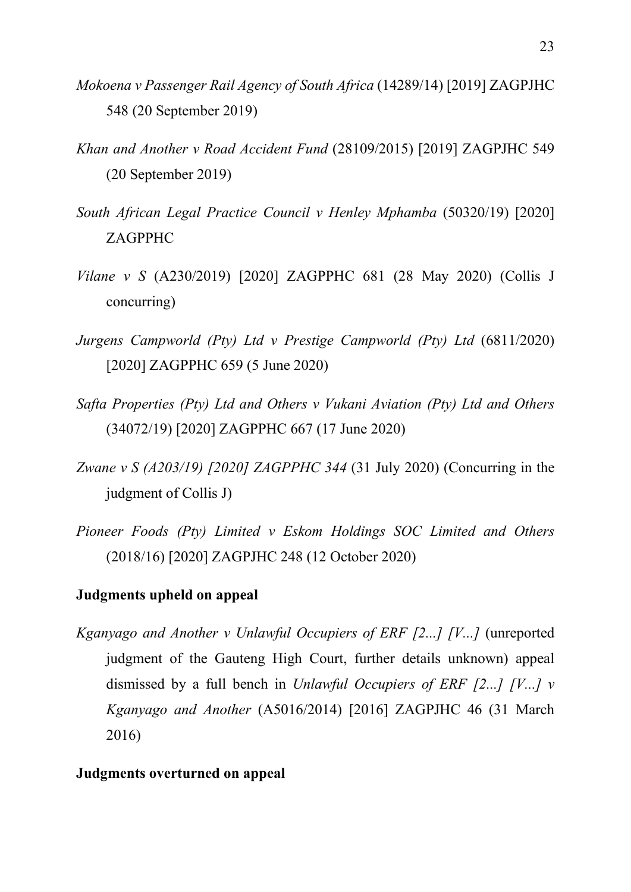*Mokoena v Passenger Rail Agency of South Africa* (14289/14) [2019] ZAGPJHC 548 (20 September 2019)

*Khan and Another v Road Accident Fund* (28109/2015) [2019] ZAGPJHC 549 (20 September 2019)

*South African Legal Practice Council v Henley Mphamba* (50320/19) [2020] ZAGPPHC

*Vilane v S* (A230/2019) [2020] ZAGPPHC 681 (28 May 2020) (Collis J concurring)

*Jurgens Campworld (Pty) Ltd v Prestige Campworld (Pty) Ltd* (6811/2020) [2020] ZAGPPHC 659 (5 June 2020)

*Safta Properties (Pty) Ltd and Others v Vukani Aviation (Pty) Ltd and Others* (34072/19) [2020] ZAGPPHC 667 (17 June 2020)

*Zwane v S (A203/19) [2020] ZAGPPHC 344* (31 July 2020) (Concurring in the judgment of Collis J)

*Pioneer Foods (Pty) Limited v Eskom Holdings SOC Limited and Others* (2018/16) [2020] ZAGPJHC 248 (12 October 2020)

**Judgments upheld on appeal**

*Kganyago and Another v Unlawful Occupiers of ERF [2...] [V...]* (unreported judgment of the Gauteng High Court, further details unknown) appeal dismissed by a full bench in *Unlawful Occupiers of ERF [2...] [V...] v Kganyago and Another* (A5016/2014) [2016] ZAGPJHC 46 (31 March 2016)

**Judgments overturned on appeal**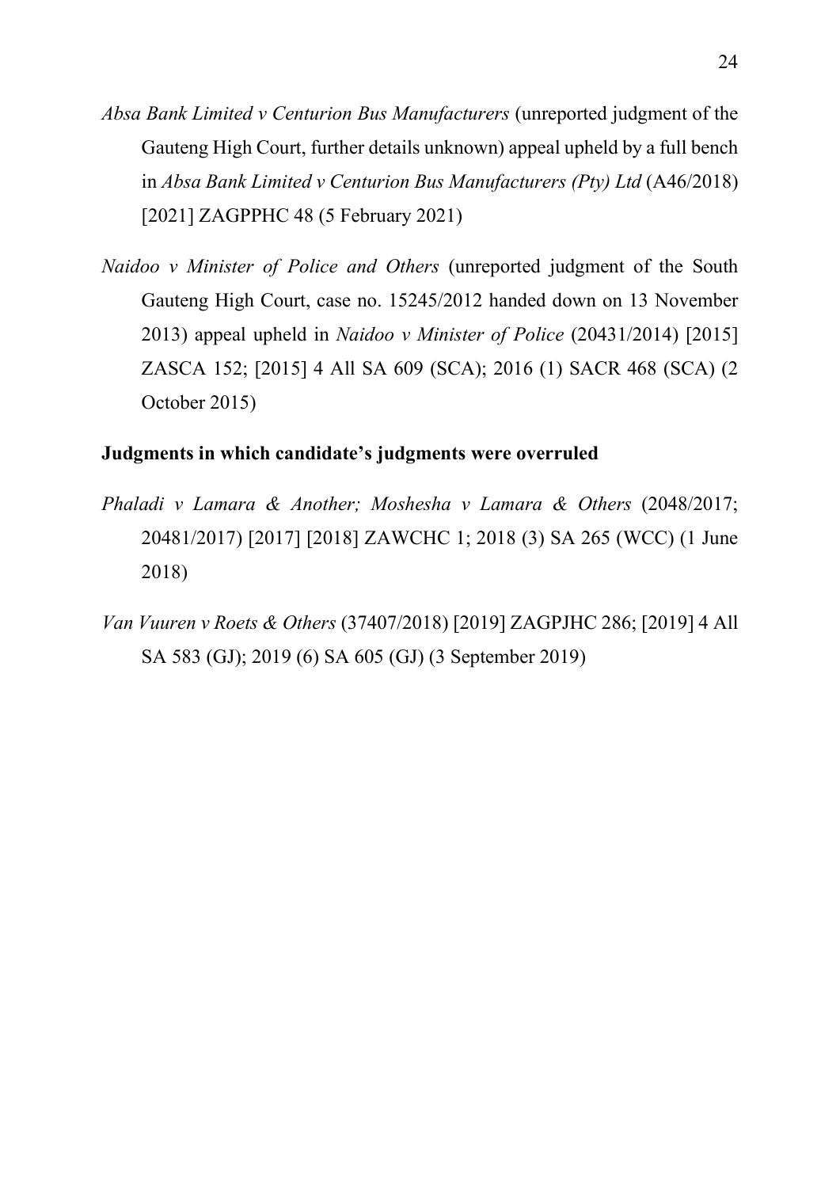*Absa Bank Limited v Centurion Bus Manufacturers* (unreported judgment of the Gauteng High Court, further details unknown) appeal upheld by a full bench in *Absa Bank Limited v Centurion Bus Manufacturers (Pty) Ltd* (A46/2018) [2021] ZAGPPHC 48 (5 February 2021)

*Naidoo v Minister of Police and Others* (unreported judgment of the South Gauteng High Court, case no. 15245/2012 handed down on 13 November 2013) appeal upheld in *Naidoo v Minister of Police* (20431/2014) [2015] ZASCA 152; [2015] 4 All SA 609 (SCA); 2016 (1) SACR 468 (SCA) (2 October 2015)

**Judgments in which candidate's judgments were overruled**

*Phaladi v Lamara & Another; Moshesha v Lamara & Others* (2048/2017; 20481/2017) [2017] [2018] ZAWCHC 1; 2018 (3) SA 265 (WCC) (1 June 2018)

*Van Vuuren v Roets & Others* (37407/2018) [2019] ZAGPJHC 286; [2019] 4 All SA 583 (GJ); 2019 (6) SA 605 (GJ) (3 September 2019)